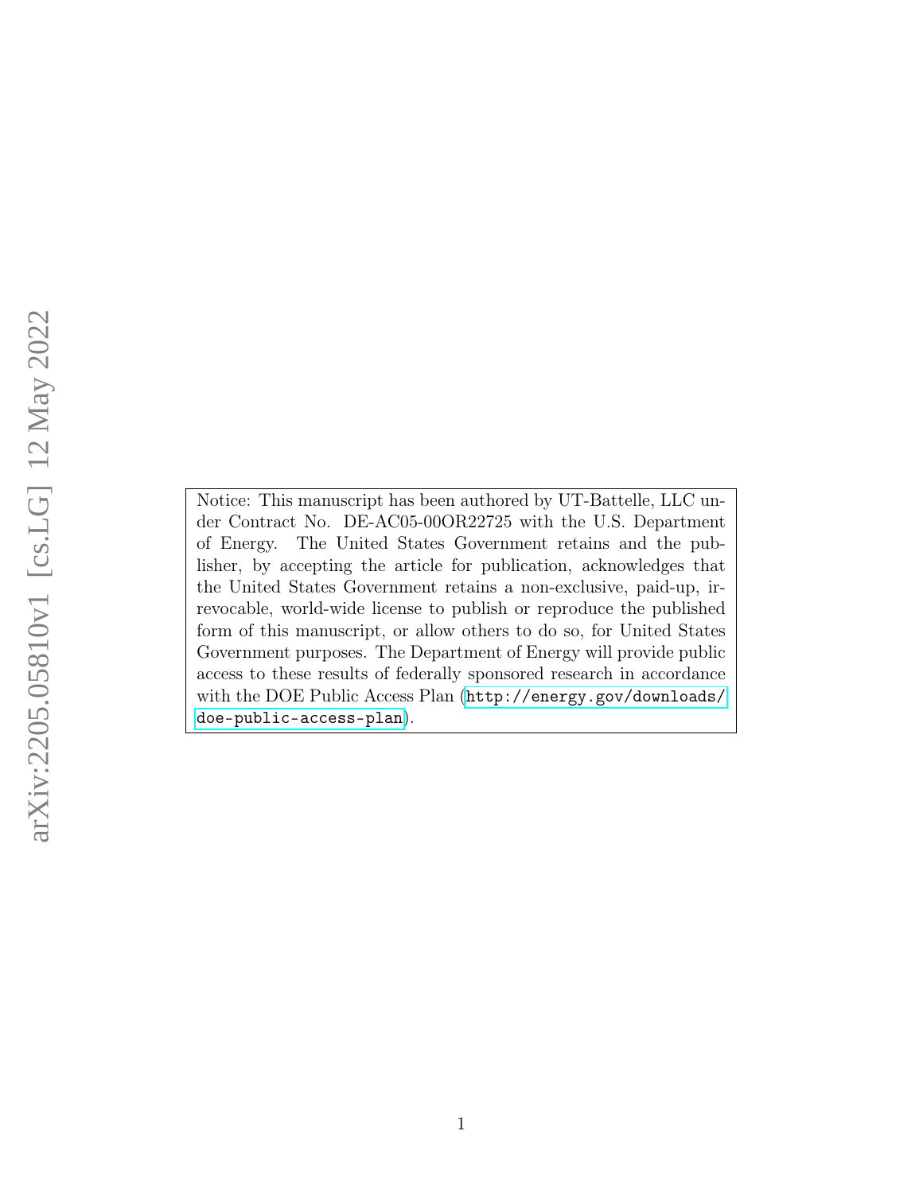Notice: This manuscript has been authored by UT-Battelle, LLC under Contract No. DE-AC05-00OR22725 with the U.S. Department of Energy. The United States Government retains and the publisher, by accepting the article for publication, acknowledges that the United States Government retains a non-exclusive, paid-up, irrevocable, world-wide license to publish or reproduce the published form of this manuscript, or allow others to do so, for United States Government purposes. The Department of Energy will provide public access to these results of federally sponsored research in accordance with the DOE Public Access Plan (http://energy.gov/downloads/doe-public-access-plan).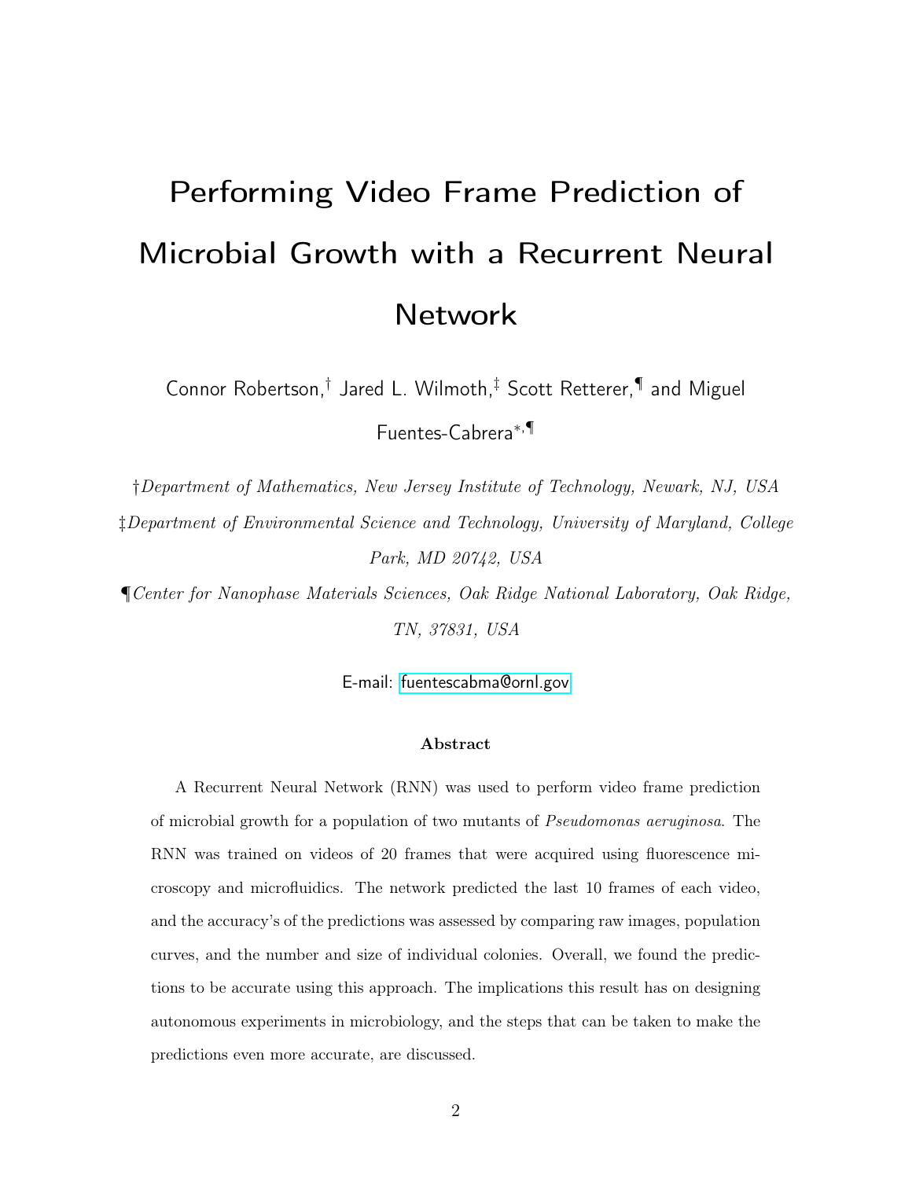# Performing Video Frame Prediction of Microbial Growth with a Recurrent Neural Network

Connor Robertson,[†] Jared L. Wilmoth,[‡] Scott Retterer,[¶] and Miguel Fuentes-Cabrera[*,¶]

[†]*Department of Mathematics, New Jersey Institute of Technology, Newark, NJ, USA*

[‡]*Department of Environmental Science and Technology, University of Maryland, College Park, MD 20742, USA*

[¶]*Center for Nanophase Materials Sciences, Oak Ridge National Laboratory, Oak Ridge, TN, 37831, USA*

E-mail: fuentescabma@ornl.gov

### Abstract

A Recurrent Neural Network (RNN) was used to perform video frame prediction of microbial growth for a population of two mutants of *Pseudomonas aeruginosa*. The RNN was trained on videos of 20 frames that were acquired using fluorescence microscopy and microfluidics. The network predicted the last 10 frames of each video, and the accuracy's of the predictions was assessed by comparing raw images, population curves, and the number and size of individual colonies. Overall, we found the predictions to be accurate using this approach. The implications this result has on designing autonomous experiments in microbiology, and the steps that can be taken to make the predictions even more accurate, are discussed.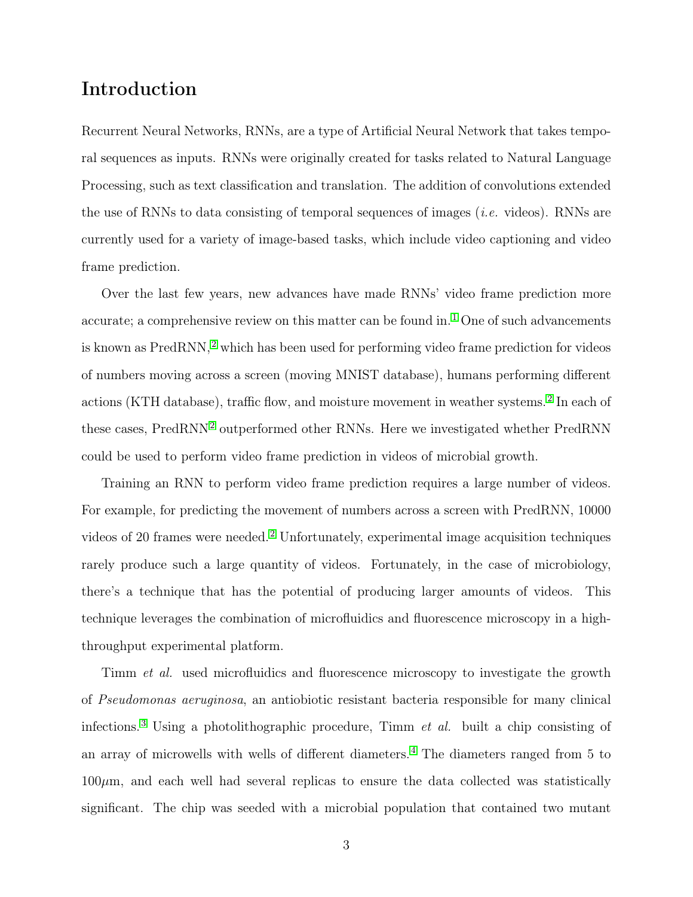# Introduction

Recurrent Neural Networks, RNNs, are a type of Artificial Neural Network that takes temporal sequences as inputs. RNNs were originally created for tasks related to Natural Language Processing, such as text classification and translation. The addition of convolutions extended the use of RNNs to data consisting of temporal sequences of images (*i.e.* videos). RNNs are currently used for a variety of image-based tasks, which include video captioning and video frame prediction.

Over the last few years, new advances have made RNNs' video frame prediction more accurate; a comprehensive review on this matter can be found in.[1] One of such advancements is known as PredRNN,[2] which has been used for performing video frame prediction for videos of numbers moving across a screen (moving MNIST database), humans performing different actions (KTH database), traffic flow, and moisture movement in weather systems.[2] In each of these cases, PredRNN[2] outperformed other RNNs. Here we investigated whether PredRNN could be used to perform video frame prediction in videos of microbial growth.

Training an RNN to perform video frame prediction requires a large number of videos. For example, for predicting the movement of numbers across a screen with PredRNN, 10000 videos of 20 frames were needed.[2] Unfortunately, experimental image acquisition techniques rarely produce such a large quantity of videos. Fortunately, in the case of microbiology, there's a technique that has the potential of producing larger amounts of videos. This technique leverages the combination of microfluidics and fluorescence microscopy in a high-throughput experimental platform.

Timm *et al.* used microfluidics and fluorescence microscopy to investigate the growth of *Pseudomonas aeruginosa*, an antiobiotic resistant bacteria responsible for many clinical infections.[3] Using a photolithographic procedure, Timm *et al.* built a chip consisting of an array of microwells with wells of different diameters.[4] The diameters ranged from 5 to 100$\mu$m, and each well had several replicas to ensure the data collected was statistically significant. The chip was seeded with a microbial population that contained two mutant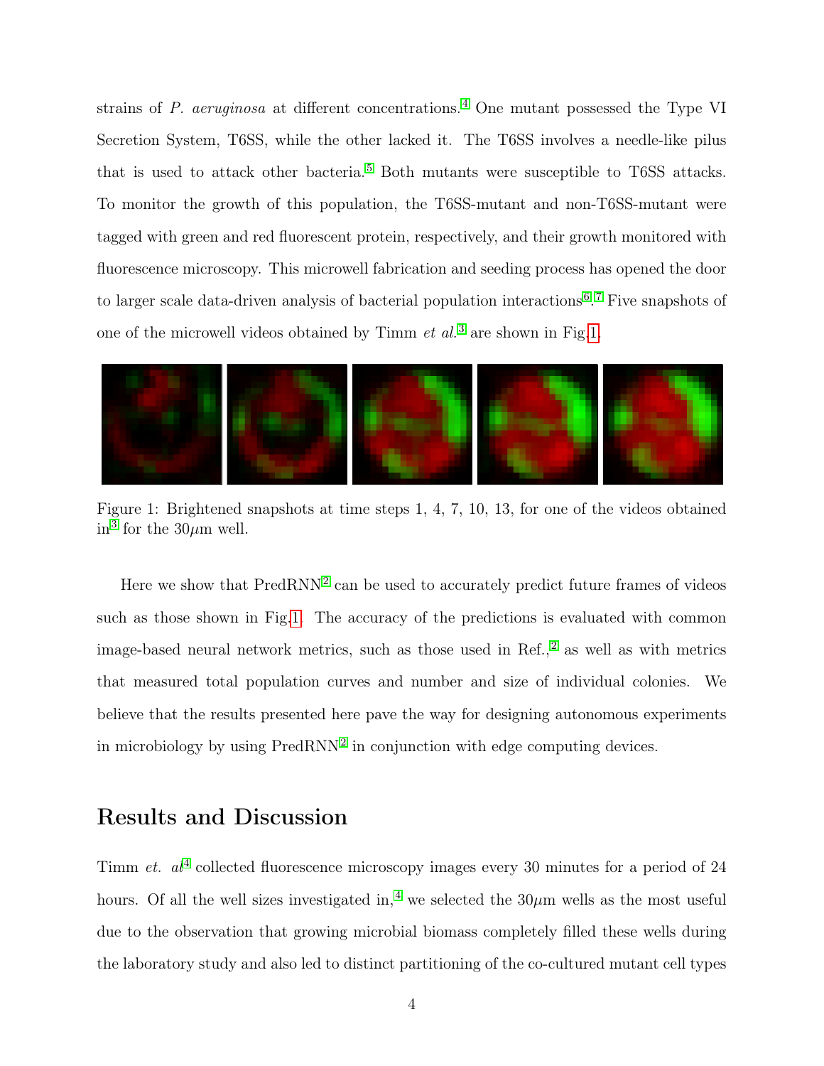strains of *P. aeruginosa* at different concentrations.[4] One mutant possessed the Type VI Secretion System, T6SS, while the other lacked it. The T6SS involves a needle-like pilus that is used to attack other bacteria.[5] Both mutants were susceptible to T6SS attacks. To monitor the growth of this population, the T6SS-mutant and non-T6SS-mutant were tagged with green and red fluorescent protein, respectively, and their growth monitored with fluorescence microscopy. This microwell fabrication and seeding process has opened the door to larger scale data-driven analysis of bacterial population interactions[6,7] Five snapshots of one of the microwell videos obtained by Timm *et al.*[3] are shown in Fig.1.

Figure 1: Brightened snapshots at time steps 1, 4, 7, 10, 13, for one of the videos obtained in[3] for the 30$\mu$m well.

Here we show that PredRNN[2] can be used to accurately predict future frames of videos such as those shown in Fig.1. The accuracy of the predictions is evaluated with common image-based neural network metrics, such as those used in Ref.,[2] as well as with metrics that measured total population curves and number and size of individual colonies. We believe that the results presented here pave the way for designing autonomous experiments in microbiology by using PredRNN[2] in conjunction with edge computing devices.

## Results and Discussion

Timm *et. al*[4] collected fluorescence microscopy images every 30 minutes for a period of 24 hours. Of all the well sizes investigated in,[4] we selected the 30$\mu$m wells as the most useful due to the observation that growing microbial biomass completely filled these wells during the laboratory study and also led to distinct partitioning of the co-cultured mutant cell types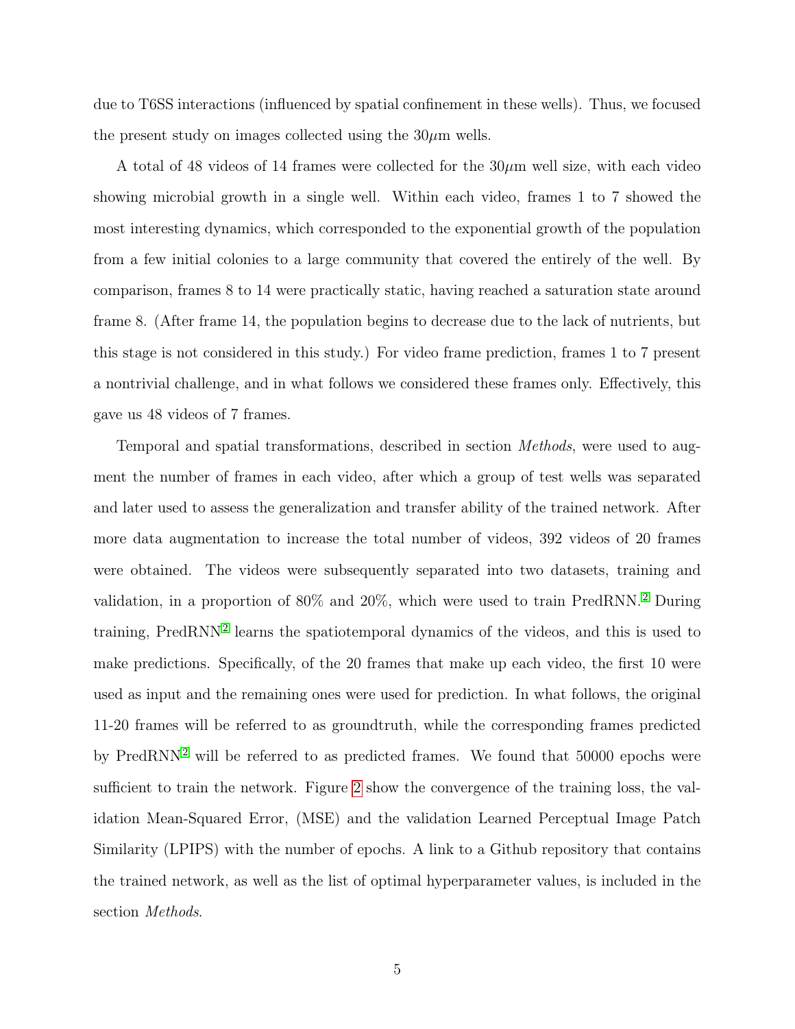due to T6SS interactions (influenced by spatial confinement in these wells). Thus, we focused the present study on images collected using the 30$\mu$m wells.

A total of 48 videos of 14 frames were collected for the 30$\mu$m well size, with each video showing microbial growth in a single well. Within each video, frames 1 to 7 showed the most interesting dynamics, which corresponded to the exponential growth of the population from a few initial colonies to a large community that covered the entirely of the well. By comparison, frames 8 to 14 were practically static, having reached a saturation state around frame 8. (After frame 14, the population begins to decrease due to the lack of nutrients, but this stage is not considered in this study.) For video frame prediction, frames 1 to 7 present a nontrivial challenge, and in what follows we considered these frames only. Effectively, this gave us 48 videos of 7 frames.

Temporal and spatial transformations, described in section *Methods*, were used to augment the number of frames in each video, after which a group of test wells was separated and later used to assess the generalization and transfer ability of the trained network. After more data augmentation to increase the total number of videos, 392 videos of 20 frames were obtained. The videos were subsequently separated into two datasets, training and validation, in a proportion of 80% and 20%, which were used to train PredRNN.[2] During training, PredRNN[2] learns the spatiotemporal dynamics of the videos, and this is used to make predictions. Specifically, of the 20 frames that make up each video, the first 10 were used as input and the remaining ones were used for prediction. In what follows, the original 11-20 frames will be referred to as groundtruth, while the corresponding frames predicted by PredRNN[2] will be referred to as predicted frames. We found that 50000 epochs were sufficient to train the network. Figure 2 show the convergence of the training loss, the validation Mean-Squared Error, (MSE) and the validation Learned Perceptual Image Patch Similarity (LPIPS) with the number of epochs. A link to a Github repository that contains the trained network, as well as the list of optimal hyperparameter values, is included in the section *Methods*.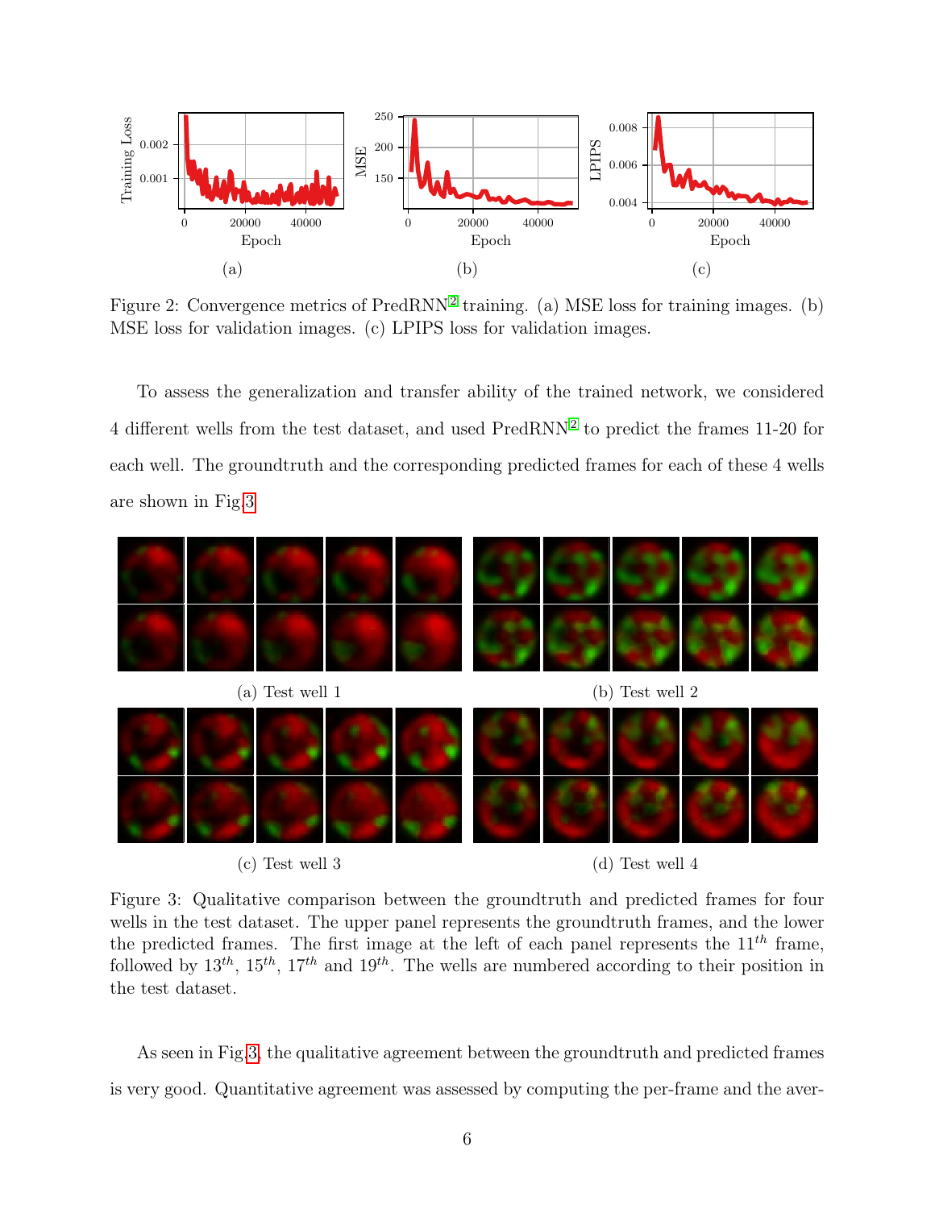Figure 2: Convergence metrics of PredRNN[2] training. (a) MSE loss for training images. (b) MSE loss for validation images. (c) LPIPS loss for validation images.

To assess the generalization and transfer ability of the trained network, we considered 4 different wells from the test dataset, and used PredRNN[2] to predict the frames 11-20 for each well. The groundtruth and the corresponding predicted frames for each of these 4 wells are shown in Fig.3

(a) Test well 1

(b) Test well 2

(c) Test well 3

(d) Test well 4

Figure 3: Qualitative comparison between the groundtruth and predicted frames for four wells in the test dataset. The upper panel represents the groundtruth frames, and the lower the predicted frames. The first image at the left of each panel represents the $11^{th}$ frame, followed by $13^{th}$, $15^{th}$, $17^{th}$ and $19^{th}$. The wells are numbered according to their position in the test dataset.

As seen in Fig.3, the qualitative agreement between the groundtruth and predicted frames is very good. Quantitative agreement was assessed by computing the per-frame and the aver-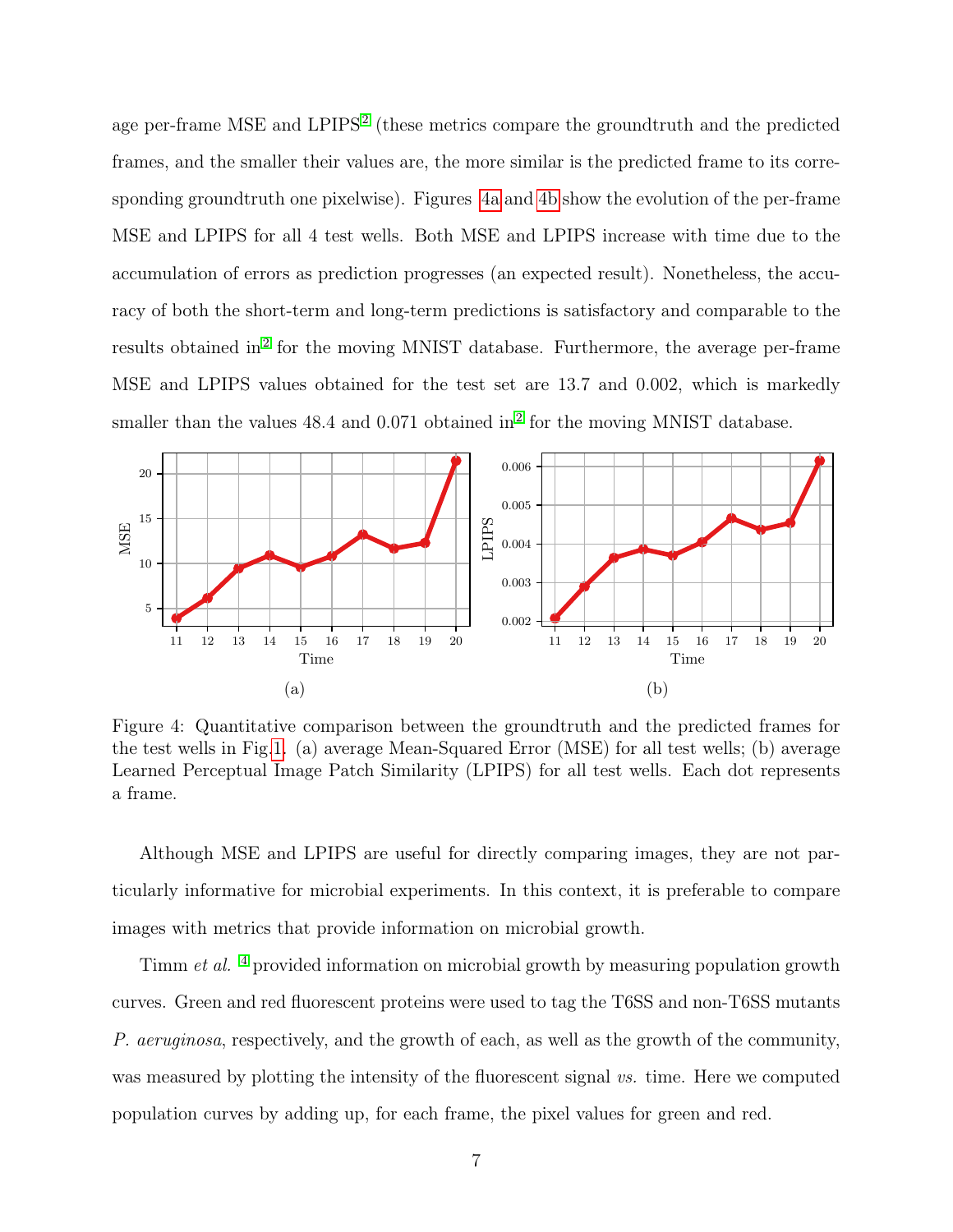age per-frame MSE and LPIPS[2] (these metrics compare the groundtruth and the predicted frames, and the smaller their values are, the more similar is the predicted frame to its corresponding groundtruth one pixelwise). Figures 4a and 4b show the evolution of the per-frame MSE and LPIPS for all 4 test wells. Both MSE and LPIPS increase with time due to the accumulation of errors as prediction progresses (an expected result). Nonetheless, the accuracy of both the short-term and long-term predictions is satisfactory and comparable to the results obtained in[2] for the moving MNIST database. Furthermore, the average per-frame MSE and LPIPS values obtained for the test set are 13.7 and 0.002, which is markedly smaller than the values 48.4 and 0.071 obtained in[2] for the moving MNIST database.

(a)

(b)

Figure 4: Quantitative comparison between the groundtruth and the predicted frames for the test wells in Fig. 1. (a) average Mean-Squared Error (MSE) for all test wells; (b) average Learned Perceptual Image Patch Similarity (LPIPS) for all test wells. Each dot represents a frame.

Although MSE and LPIPS are useful for directly comparing images, they are not particularly informative for microbial experiments. In this context, it is preferable to compare images with metrics that provide information on microbial growth.

Timm *et al.* [4] provided information on microbial growth by measuring population growth curves. Green and red fluorescent proteins were used to tag the T6SS and non-T6SS mutants *P. aeruginosa*, respectively, and the growth of each, as well as the growth of the community, was measured by plotting the intensity of the fluorescent signal *vs.* time. Here we computed population curves by adding up, for each frame, the pixel values for green and red.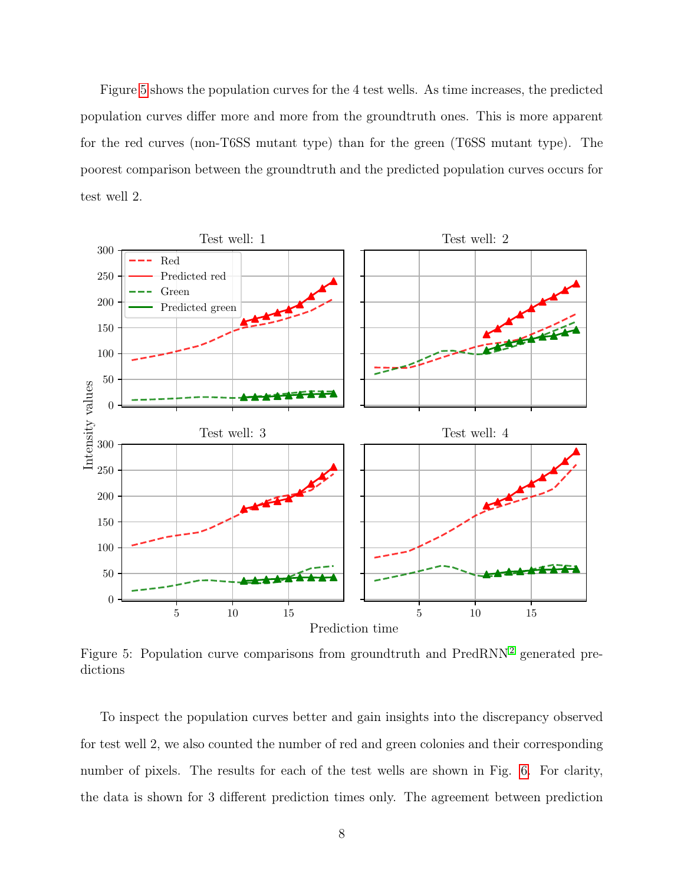Figure 5 shows the population curves for the 4 test wells. As time increases, the predicted population curves differ more and more from the groundtruth ones. This is more apparent for the red curves (non-T6SS mutant type) than for the green (T6SS mutant type). The poorest comparison between the groundtruth and the predicted population curves occurs for test well 2.

Figure 5: Population curve comparisons from groundtruth and PredRNN[2] generated predictions

To inspect the population curves better and gain insights into the discrepancy observed for test well 2, we also counted the number of red and green colonies and their corresponding number of pixels. The results for each of the test wells are shown in Fig. 6. For clarity, the data is shown for 3 different prediction times only. The agreement between prediction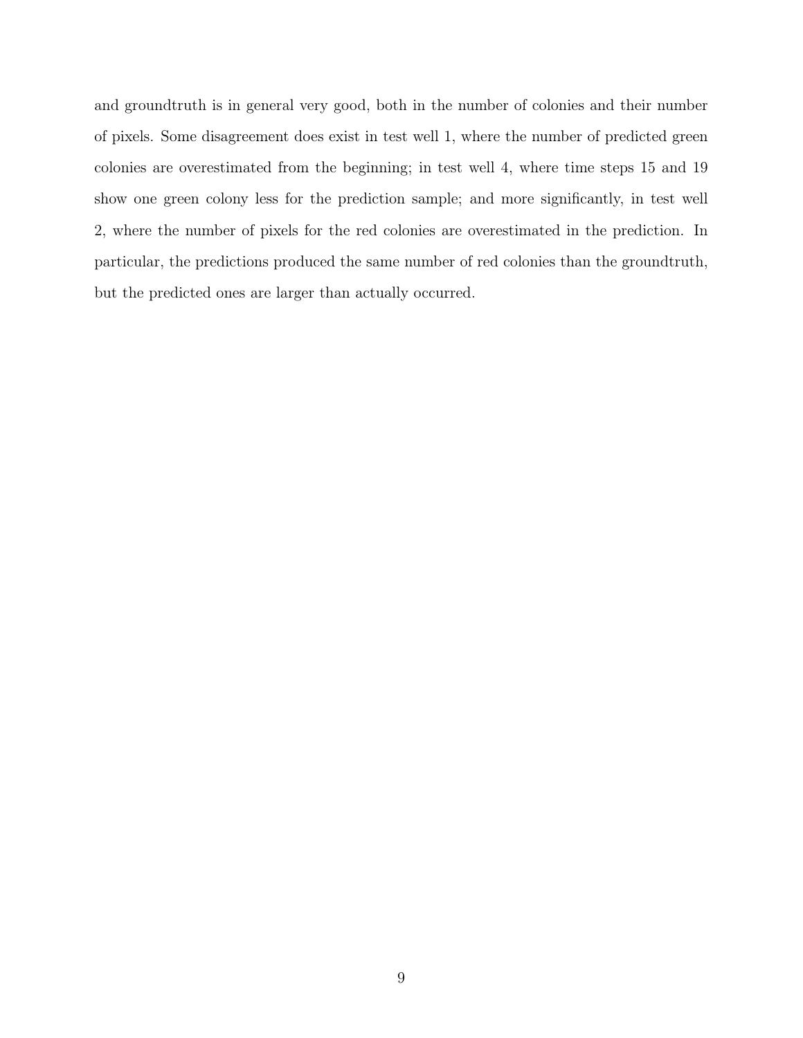and groundtruth is in general very good, both in the number of colonies and their number of pixels. Some disagreement does exist in test well 1, where the number of predicted green colonies are overestimated from the beginning; in test well 4, where time steps 15 and 19 show one green colony less for the prediction sample; and more significantly, in test well 2, where the number of pixels for the red colonies are overestimated in the prediction. In particular, the predictions produced the same number of red colonies than the groundtruth, but the predicted ones are larger than actually occurred.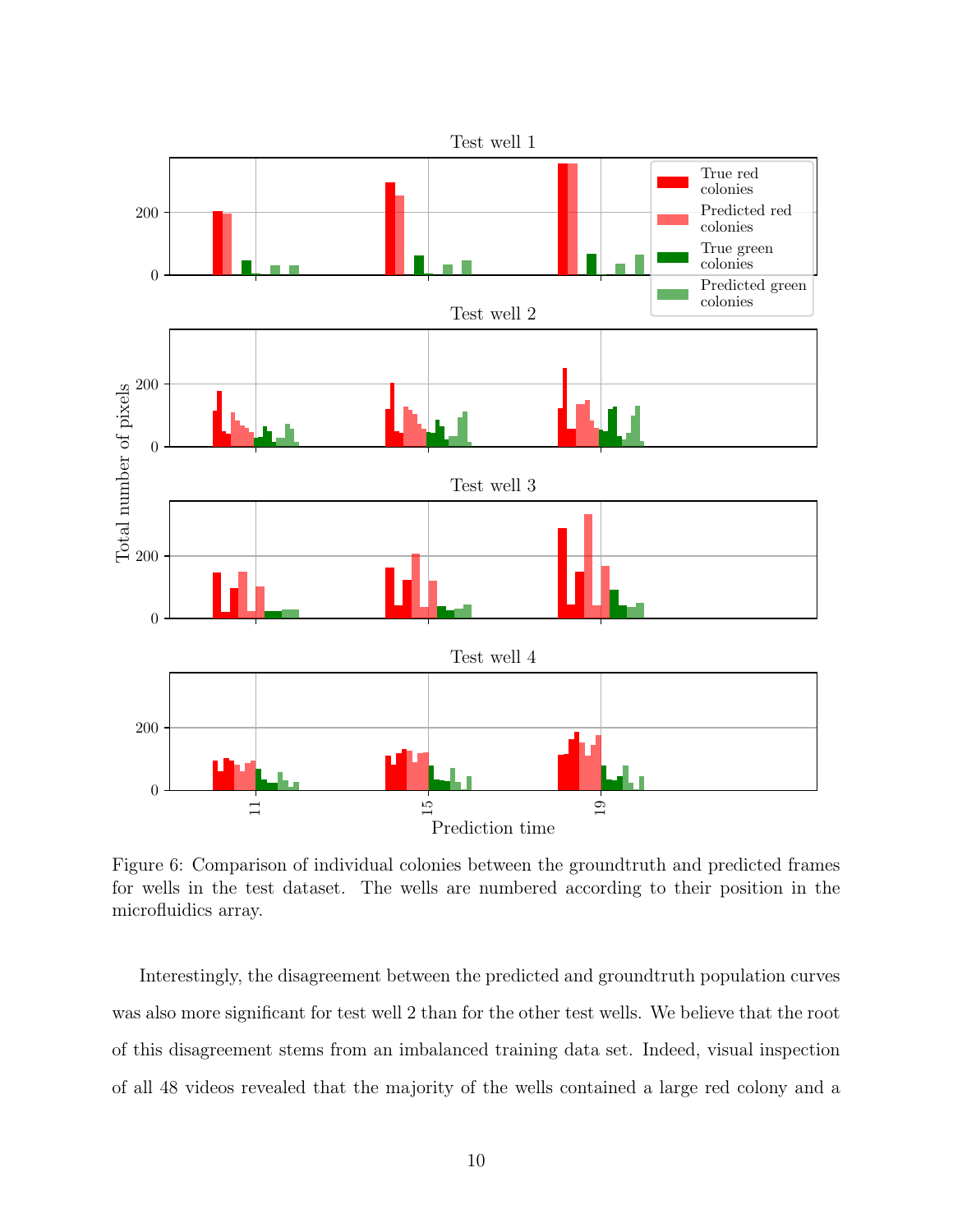Figure 6: Comparison of individual colonies between the groundtruth and predicted frames for wells in the test dataset. The wells are numbered according to their position in the microfluidics array.

Interestingly, the disagreement between the predicted and groundtruth population curves was also more significant for test well 2 than for the other test wells. We believe that the root of this disagreement stems from an imbalanced training data set. Indeed, visual inspection of all 48 videos revealed that the majority of the wells contained a large red colony and a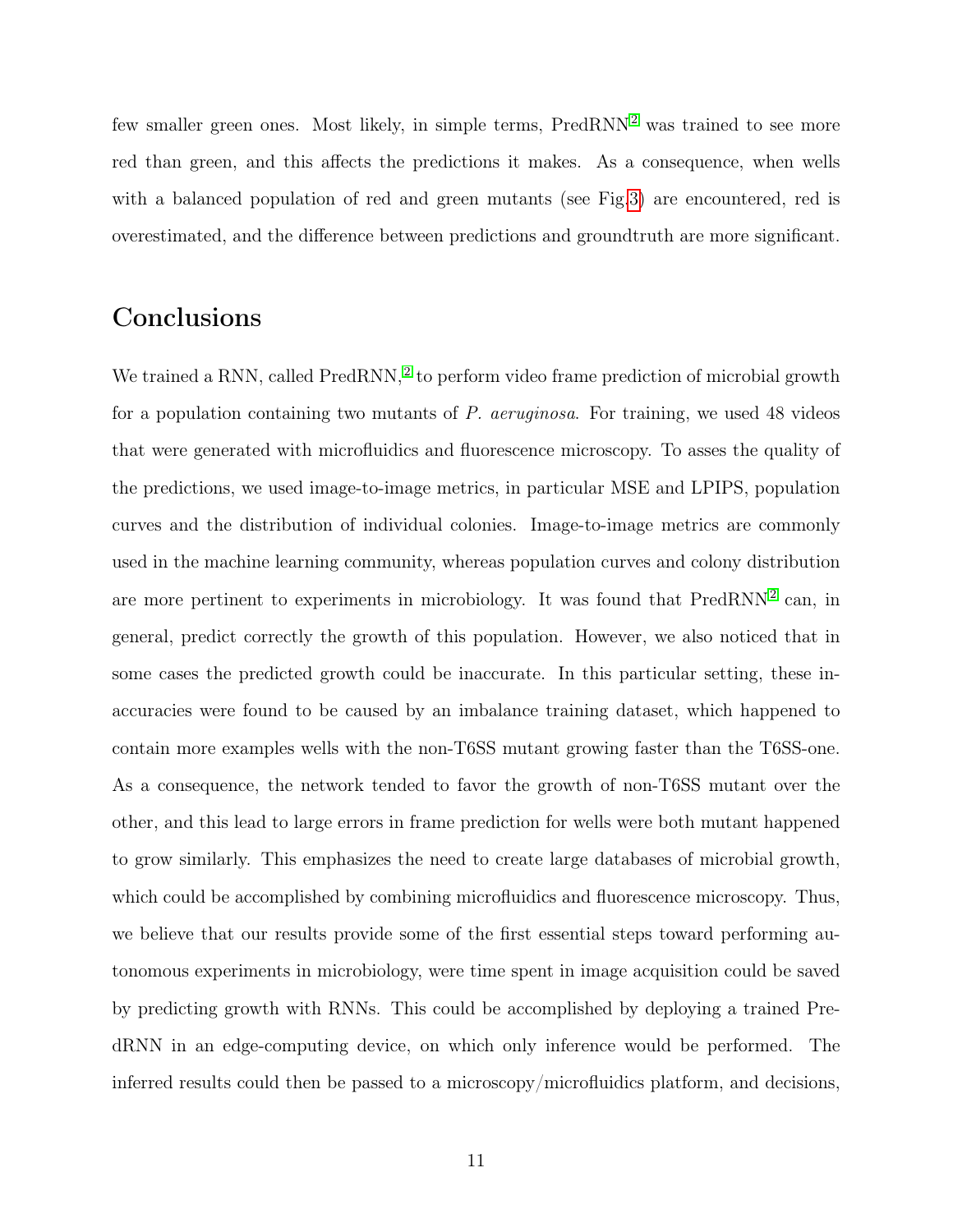few smaller green ones. Most likely, in simple terms, PredRNN[2] was trained to see more red than green, and this affects the predictions it makes. As a consequence, when wells with a balanced population of red and green mutants (see Fig.3) are encountered, red is overestimated, and the difference between predictions and groundtruth are more significant.

## Conclusions

We trained a RNN, called PredRNN,[2] to perform video frame prediction of microbial growth for a population containing two mutants of *P. aeruginosa*. For training, we used 48 videos that were generated with microfluidics and fluorescence microscopy. To asses the quality of the predictions, we used image-to-image metrics, in particular MSE and LPIPS, population curves and the distribution of individual colonies. Image-to-image metrics are commonly used in the machine learning community, whereas population curves and colony distribution are more pertinent to experiments in microbiology. It was found that PredRNN[2] can, in general, predict correctly the growth of this population. However, we also noticed that in some cases the predicted growth could be inaccurate. In this particular setting, these inaccuracies were found to be caused by an imbalance training dataset, which happened to contain more examples wells with the non-T6SS mutant growing faster than the T6SS-one. As a consequence, the network tended to favor the growth of non-T6SS mutant over the other, and this lead to large errors in frame prediction for wells were both mutant happened to grow similarly. This emphasizes the need to create large databases of microbial growth, which could be accomplished by combining microfluidics and fluorescence microscopy. Thus, we believe that our results provide some of the first essential steps toward performing autonomous experiments in microbiology, were time spent in image acquisition could be saved by predicting growth with RNNs. This could be accomplished by deploying a trained PredRNN in an edge-computing device, on which only inference would be performed. The inferred results could then be passed to a microscopy/microfluidics platform, and decisions,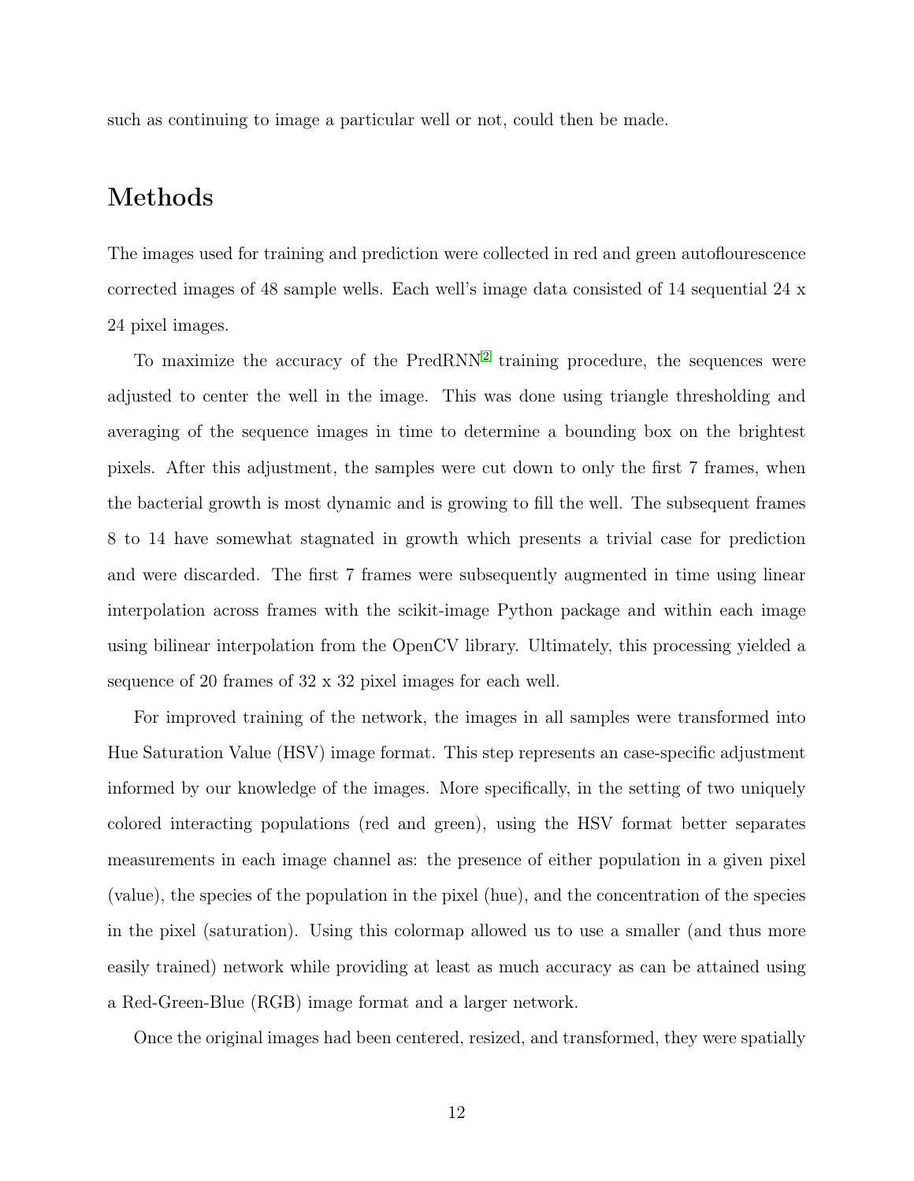such as continuing to image a particular well or not, could then be made.

## Methods

The images used for training and prediction were collected in red and green autoflourescence corrected images of 48 sample wells. Each well's image data consisted of 14 sequential 24 x 24 pixel images.

To maximize the accuracy of the PredRNN[2] training procedure, the sequences were adjusted to center the well in the image. This was done using triangle thresholding and averaging of the sequence images in time to determine a bounding box on the brightest pixels. After this adjustment, the samples were cut down to only the first 7 frames, when the bacterial growth is most dynamic and is growing to fill the well. The subsequent frames 8 to 14 have somewhat stagnated in growth which presents a trivial case for prediction and were discarded. The first 7 frames were subsequently augmented in time using linear interpolation across frames with the scikit-image Python package and within each image using bilinear interpolation from the OpenCV library. Ultimately, this processing yielded a sequence of 20 frames of 32 x 32 pixel images for each well.

For improved training of the network, the images in all samples were transformed into Hue Saturation Value (HSV) image format. This step represents an case-specific adjustment informed by our knowledge of the images. More specifically, in the setting of two uniquely colored interacting populations (red and green), using the HSV format better separates measurements in each image channel as: the presence of either population in a given pixel (value), the species of the population in the pixel (hue), and the concentration of the species in the pixel (saturation). Using this colormap allowed us to use a smaller (and thus more easily trained) network while providing at least as much accuracy as can be attained using a Red-Green-Blue (RGB) image format and a larger network.

Once the original images had been centered, resized, and transformed, they were spatially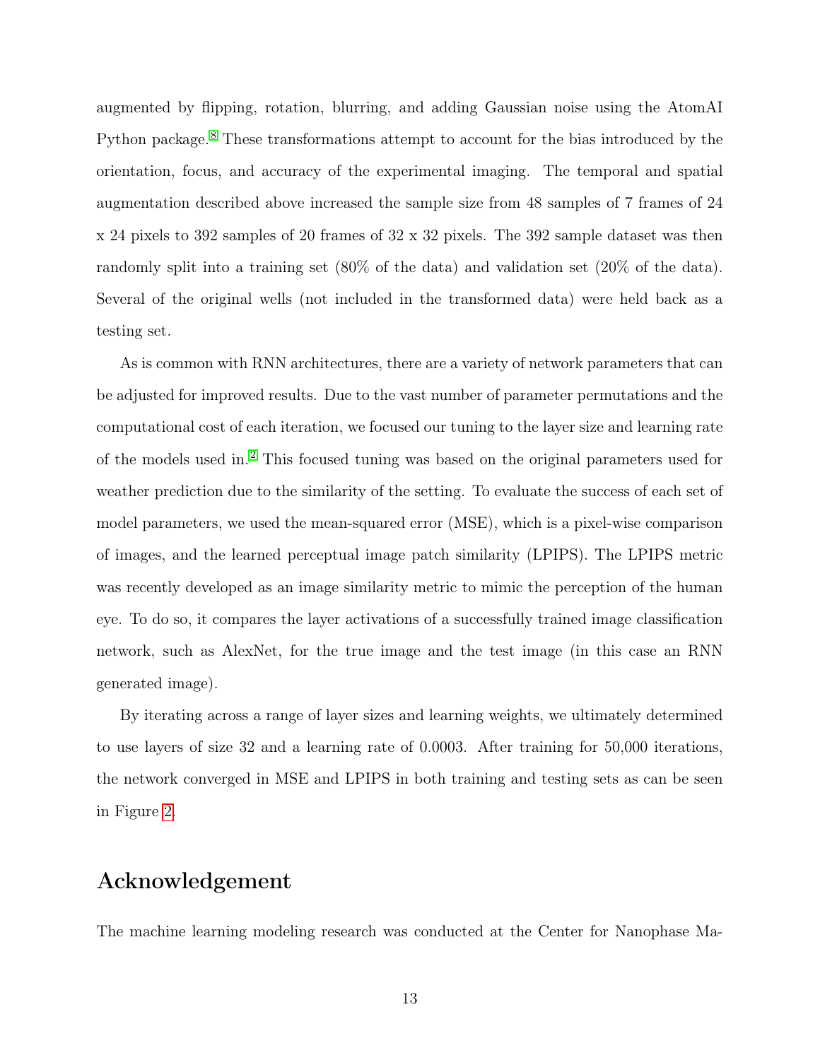augmented by flipping, rotation, blurring, and adding Gaussian noise using the AtomAI Python package.[8] These transformations attempt to account for the bias introduced by the orientation, focus, and accuracy of the experimental imaging. The temporal and spatial augmentation described above increased the sample size from 48 samples of 7 frames of 24 x 24 pixels to 392 samples of 20 frames of 32 x 32 pixels. The 392 sample dataset was then randomly split into a training set (80% of the data) and validation set (20% of the data). Several of the original wells (not included in the transformed data) were held back as a testing set.

As is common with RNN architectures, there are a variety of network parameters that can be adjusted for improved results. Due to the vast number of parameter permutations and the computational cost of each iteration, we focused our tuning to the layer size and learning rate of the models used in.[2] This focused tuning was based on the original parameters used for weather prediction due to the similarity of the setting. To evaluate the success of each set of model parameters, we used the mean-squared error (MSE), which is a pixel-wise comparison of images, and the learned perceptual image patch similarity (LPIPS). The LPIPS metric was recently developed as an image similarity metric to mimic the perception of the human eye. To do so, it compares the layer activations of a successfully trained image classification network, such as AlexNet, for the true image and the test image (in this case an RNN generated image).

By iterating across a range of layer sizes and learning weights, we ultimately determined to use layers of size 32 and a learning rate of 0.0003. After training for 50,000 iterations, the network converged in MSE and LPIPS in both training and testing sets as can be seen in Figure 2.

## Acknowledgement

The machine learning modeling research was conducted at the Center for Nanophase Ma-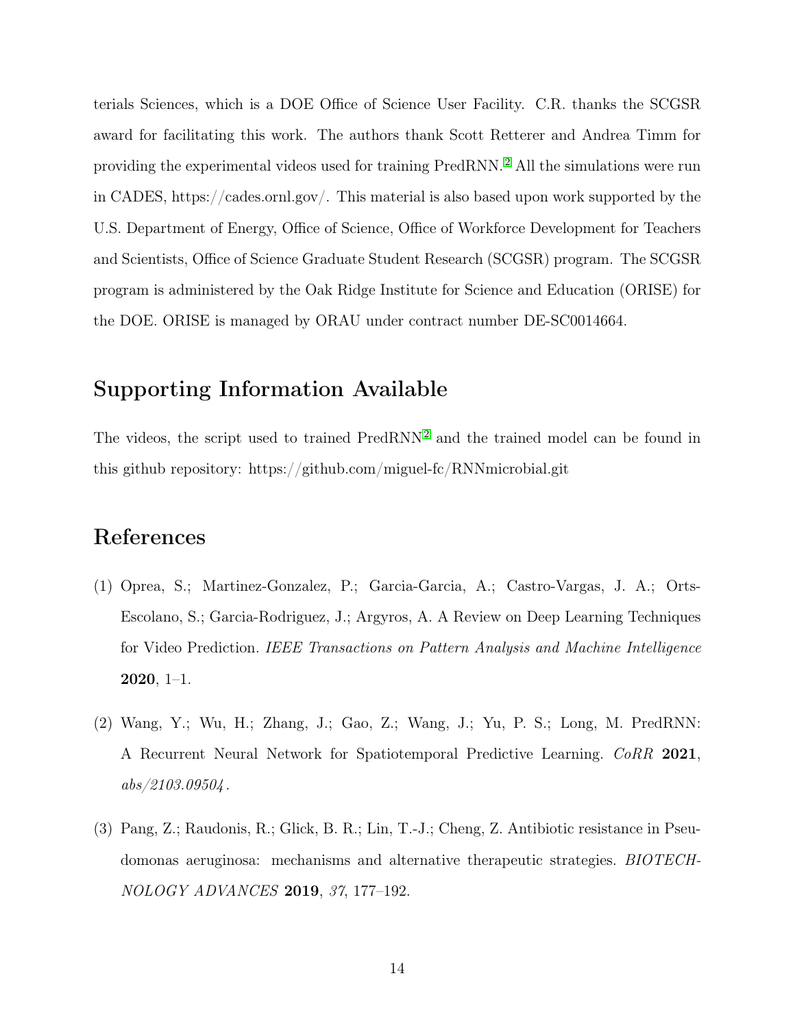terials Sciences, which is a DOE Office of Science User Facility. C.R. thanks the SCGSR award for facilitating this work. The authors thank Scott Retterer and Andrea Timm for providing the experimental videos used for training PredRNN.[2] All the simulations were run in CADES, https://cades.ornl.gov/. This material is also based upon work supported by the U.S. Department of Energy, Office of Science, Office of Workforce Development for Teachers and Scientists, Office of Science Graduate Student Research (SCGSR) program. The SCGSR program is administered by the Oak Ridge Institute for Science and Education (ORISE) for the DOE. ORISE is managed by ORAU under contract number DE-SC0014664.

## Supporting Information Available

The videos, the script used to trained PredRNN[2] and the trained model can be found in this github repository: https://github.com/miguel-fc/RNNmicrobial.git

## References

(1) Oprea, S.; Martinez-Gonzalez, P.; Garcia-Garcia, A.; Castro-Vargas, J. A.; Orts-Escolano, S.; Garcia-Rodriguez, J.; Argyros, A. A Review on Deep Learning Techniques for Video Prediction. *IEEE Transactions on Pattern Analysis and Machine Intelligence* **2020**, 1–1.

(2) Wang, Y.; Wu, H.; Zhang, J.; Gao, Z.; Wang, J.; Yu, P. S.; Long, M. PredRNN: A Recurrent Neural Network for Spatiotemporal Predictive Learning. *CoRR* **2021**, *abs/2103.09504*.

(3) Pang, Z.; Raudonis, R.; Glick, B. R.; Lin, T.-J.; Cheng, Z. Antibiotic resistance in Pseudomonas aeruginosa: mechanisms and alternative therapeutic strategies. *BIOTECHNOLOGY ADVANCES* **2019**, *37*, 177–192.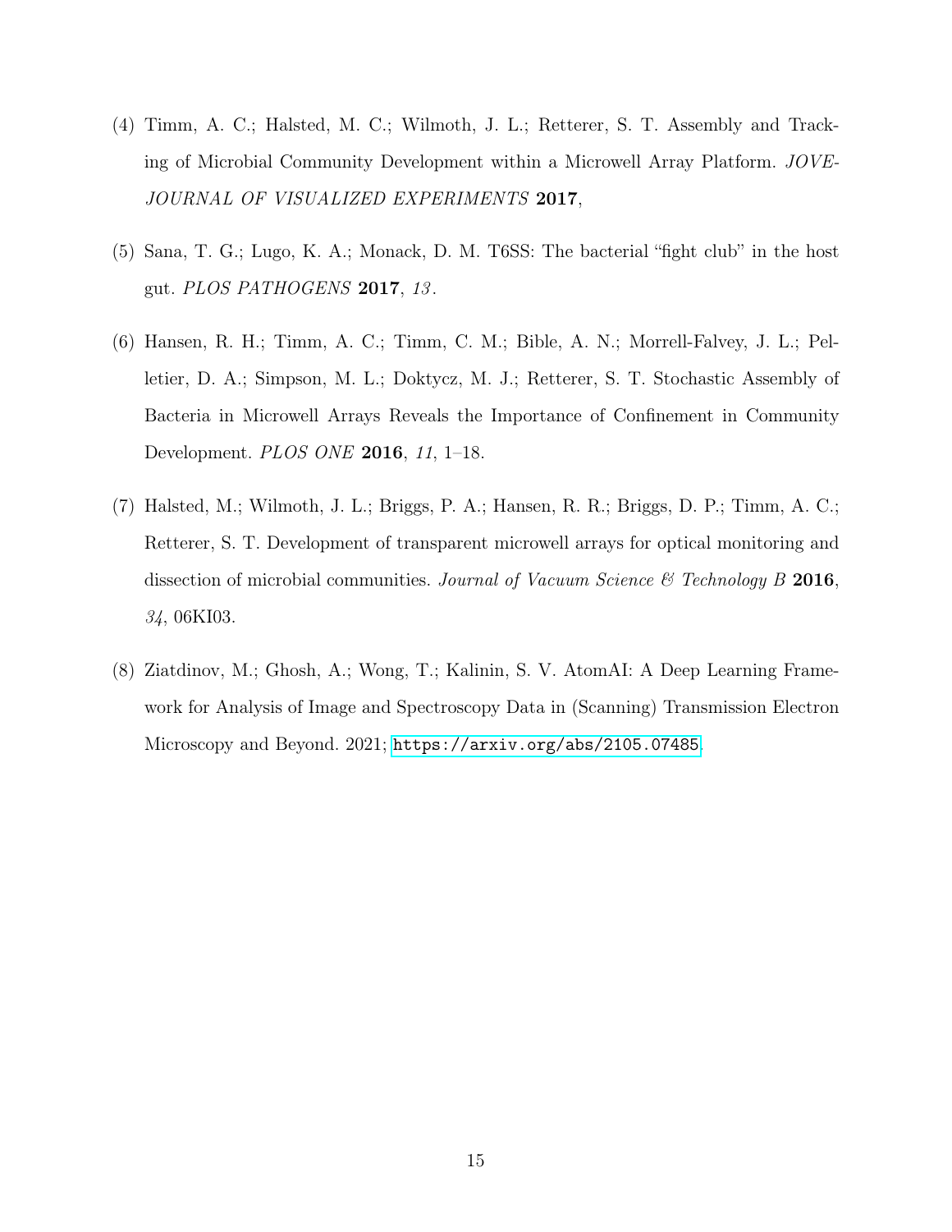(4) Timm, A. C.; Halsted, M. C.; Wilmoth, J. L.; Retterer, S. T. Assembly and Tracking of Microbial Community Development within a Microwell Array Platform. *JOVE-JOURNAL OF VISUALIZED EXPERIMENTS* **2017**,

(5) Sana, T. G.; Lugo, K. A.; Monack, D. M. T6SS: The bacterial "fight club" in the host gut. *PLOS PATHOGENS* **2017**, *13*.

(6) Hansen, R. H.; Timm, A. C.; Timm, C. M.; Bible, A. N.; Morrell-Falvey, J. L.; Pelletier, D. A.; Simpson, M. L.; Doktycz, M. J.; Retterer, S. T. Stochastic Assembly of Bacteria in Microwell Arrays Reveals the Importance of Confinement in Community Development. *PLOS ONE* **2016**, *11*, 1–18.

(7) Halsted, M.; Wilmoth, J. L.; Briggs, P. A.; Hansen, R. R.; Briggs, D. P.; Timm, A. C.; Retterer, S. T. Development of transparent microwell arrays for optical monitoring and dissection of microbial communities. *Journal of Vacuum Science & Technology B* **2016**, *34*, 06KI03.

(8) Ziatdinov, M.; Ghosh, A.; Wong, T.; Kalinin, S. V. AtomAI: A Deep Learning Framework for Analysis of Image and Spectroscopy Data in (Scanning) Transmission Electron Microscopy and Beyond. 2021; https://arxiv.org/abs/2105.07485.